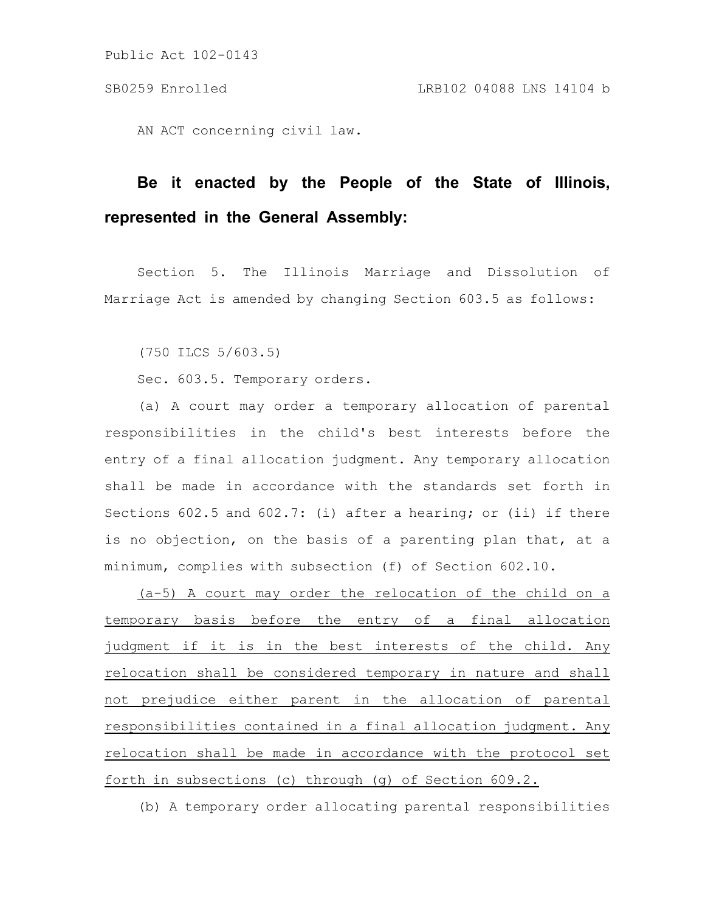Public Act 102-0143

SB0259 Enrolled LRB102 04088 LNS 14104 b

AN ACT concerning civil law.

**Be it enacted by the People of the State of Illinois, represented in the General Assembly:**

Section 5. The Illinois Marriage and Dissolution of Marriage Act is amended by changing Section 603.5 as follows:

(750 ILCS 5/603.5)

Sec. 603.5. Temporary orders.

(a) A court may order a temporary allocation of parental responsibilities in the child's best interests before the entry of a final allocation judgment. Any temporary allocation shall be made in accordance with the standards set forth in Sections 602.5 and 602.7: (i) after a hearing; or (ii) if there is no objection, on the basis of a parenting plan that, at a minimum, complies with subsection (f) of Section 602.10.

<u>(a-5) A court may order the relocation of the child on a temporary basis before the entry of a final allocation judgment if it is in the best interests of the child. Any relocation shall be considered temporary in nature and shall not prejudice either parent in the allocation of parental responsibilities contained in a final allocation judgment. Any relocation shall be made in accordance with the protocol set forth in subsections (c) through (g) of Section 609.2.</u>

(b) A temporary order allocating parental responsibilities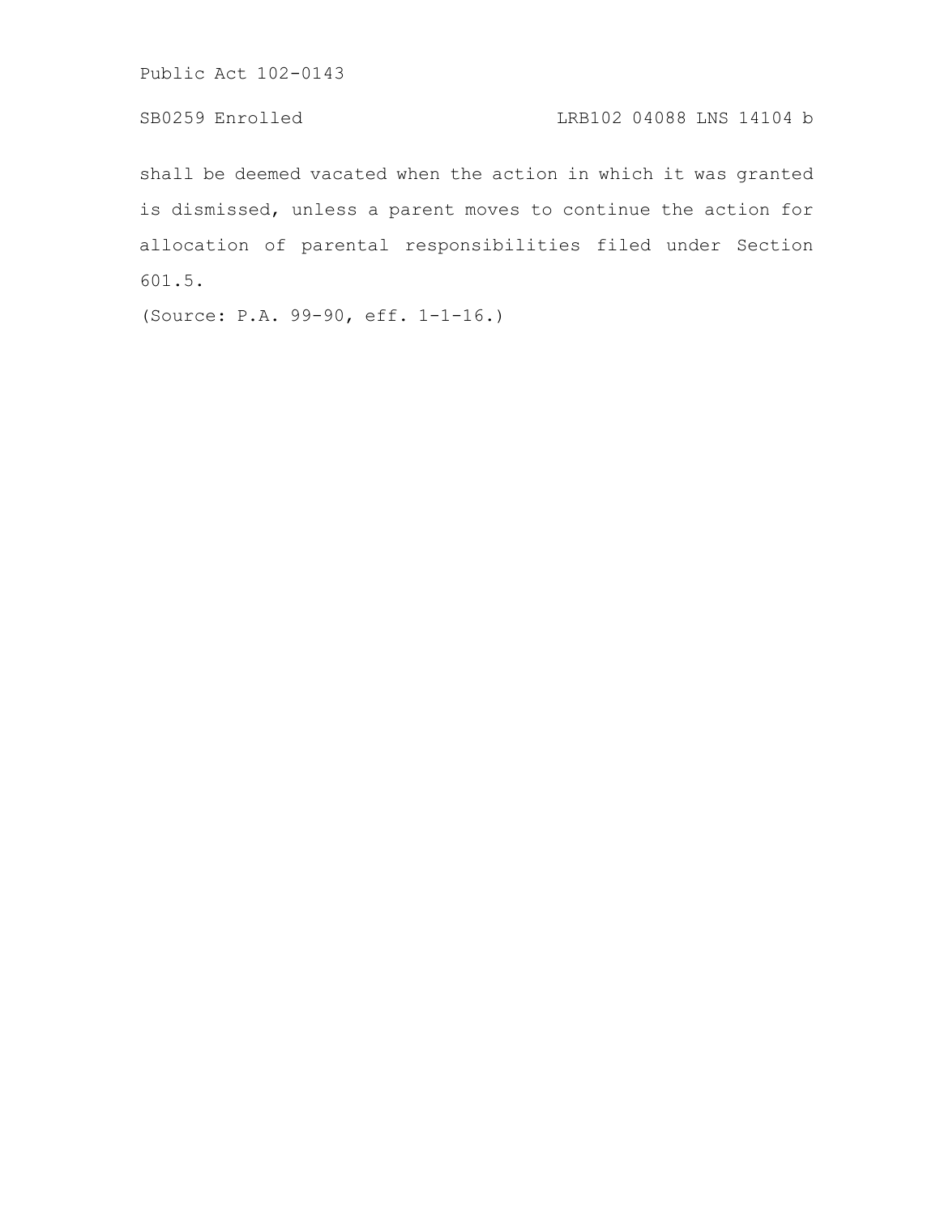shall be deemed vacated when the action in which it was granted is dismissed, unless a parent moves to continue the action for allocation of parental responsibilities filed under Section 601.5.

(Source: P.A. 99-90, eff. 1-1-16.)